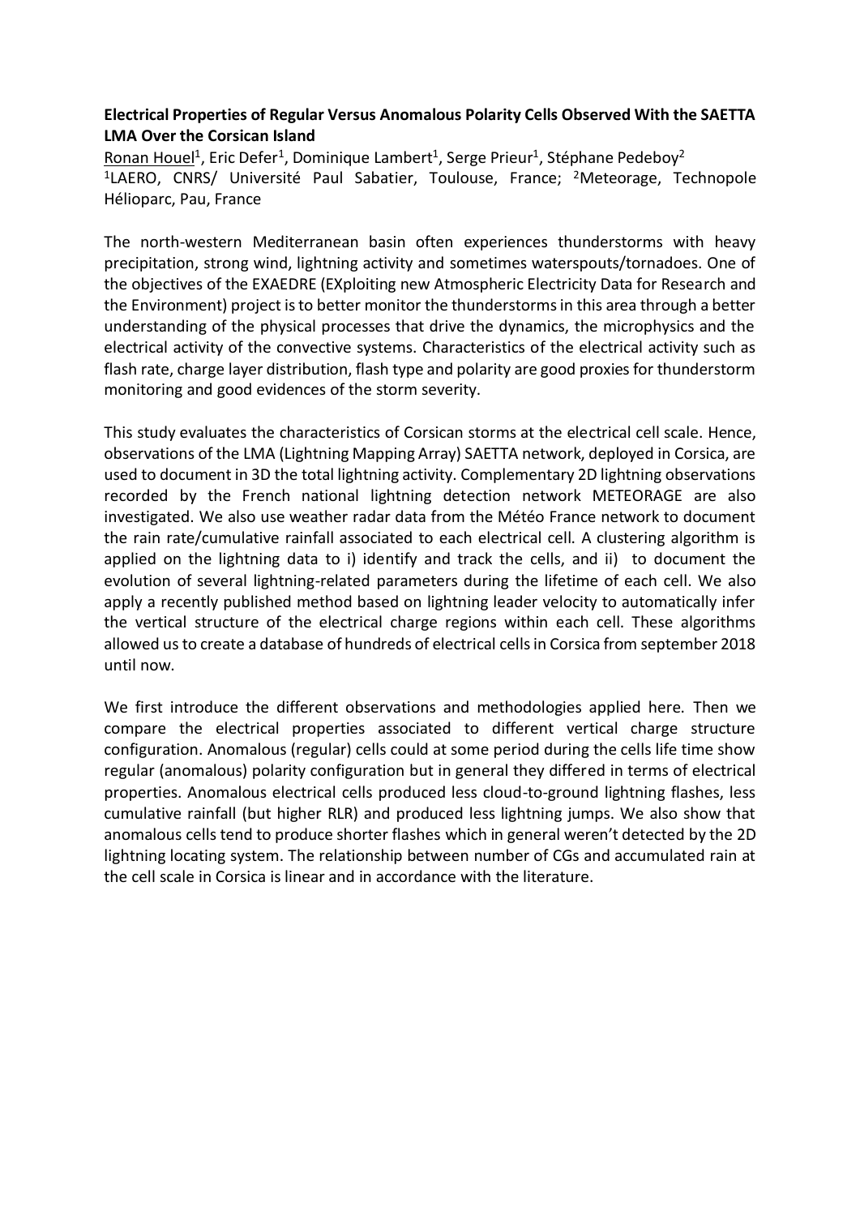**Electrical Properties of Regular Versus Anomalous Polarity Cells Observed With the SAETTA LMA Over the Corsican Island**

Ronan Houel[1], Eric Defer[1], Dominique Lambert[1], Serge Prieur[1], Stéphane Pedeboy[2]

[1]LAERO, CNRS/ Université Paul Sabatier, Toulouse, France; [2]Meteorage, Technopole Hélioparc, Pau, France

The north-western Mediterranean basin often experiences thunderstorms with heavy precipitation, strong wind, lightning activity and sometimes waterspouts/tornadoes. One of the objectives of the EXAEDRE (EXploiting new Atmospheric Electricity Data for Research and the Environment) project is to better monitor the thunderstorms in this area through a better understanding of the physical processes that drive the dynamics, the microphysics and the electrical activity of the convective systems. Characteristics of the electrical activity such as flash rate, charge layer distribution, flash type and polarity are good proxies for thunderstorm monitoring and good evidences of the storm severity.

This study evaluates the characteristics of Corsican storms at the electrical cell scale. Hence, observations of the LMA (Lightning Mapping Array) SAETTA network, deployed in Corsica, are used to document in 3D the total lightning activity. Complementary 2D lightning observations recorded by the French national lightning detection network METEORAGE are also investigated. We also use weather radar data from the Météo France network to document the rain rate/cumulative rainfall associated to each electrical cell. A clustering algorithm is applied on the lightning data to i) identify and track the cells, and ii) to document the evolution of several lightning-related parameters during the lifetime of each cell. We also apply a recently published method based on lightning leader velocity to automatically infer the vertical structure of the electrical charge regions within each cell. These algorithms allowed us to create a database of hundreds of electrical cells in Corsica from september 2018 until now.

We first introduce the different observations and methodologies applied here. Then we compare the electrical properties associated to different vertical charge structure configuration. Anomalous (regular) cells could at some period during the cells life time show regular (anomalous) polarity configuration but in general they differed in terms of electrical properties. Anomalous electrical cells produced less cloud-to-ground lightning flashes, less cumulative rainfall (but higher RLR) and produced less lightning jumps. We also show that anomalous cells tend to produce shorter flashes which in general weren't detected by the 2D lightning locating system. The relationship between number of CGs and accumulated rain at the cell scale in Corsica is linear and in accordance with the literature.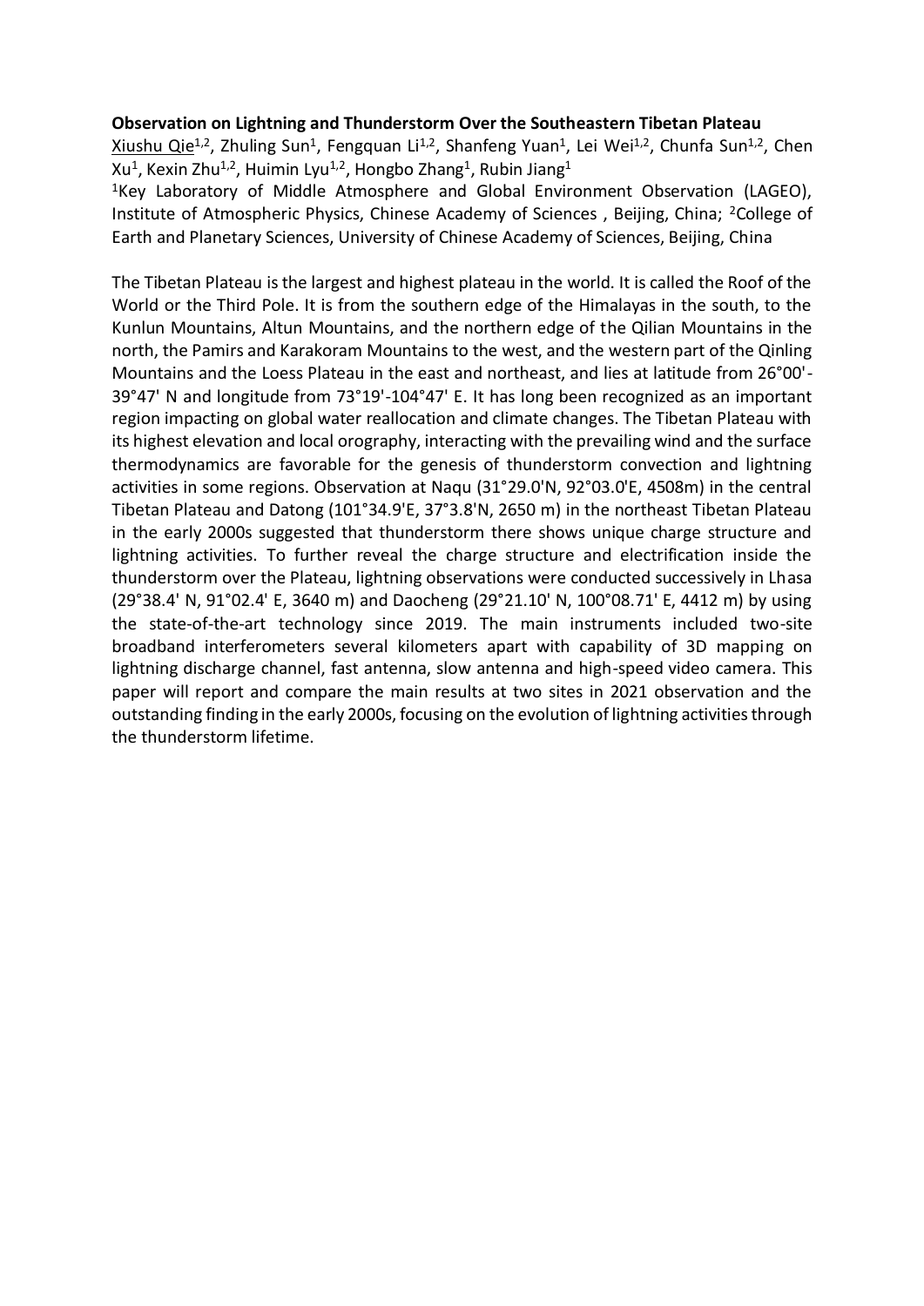**Observation on Lightning and Thunderstorm Over the Southeastern Tibetan Plateau**

Xiushu Qie[1,2], Zhuling Sun[1], Fengquan Li[1,2], Shanfeng Yuan[1], Lei Wei[1,2], Chunfa Sun[1,2], Chen Xu[1], Kexin Zhu[1,2], Huimin Lyu[1,2], Hongbo Zhang[1], Rubin Jiang[1]

[1]Key Laboratory of Middle Atmosphere and Global Environment Observation (LAGEO), Institute of Atmospheric Physics, Chinese Academy of Sciences , Beijing, China; [2]College of Earth and Planetary Sciences, University of Chinese Academy of Sciences, Beijing, China

The Tibetan Plateau is the largest and highest plateau in the world. It is called the Roof of the World or the Third Pole. It is from the southern edge of the Himalayas in the south, to the Kunlun Mountains, Altun Mountains, and the northern edge of the Qilian Mountains in the north, the Pamirs and Karakoram Mountains to the west, and the western part of the Qinling Mountains and the Loess Plateau in the east and northeast, and lies at latitude from 26°00'-39°47' N and longitude from 73°19'-104°47' E. It has long been recognized as an important region impacting on global water reallocation and climate changes. The Tibetan Plateau with its highest elevation and local orography, interacting with the prevailing wind and the surface thermodynamics are favorable for the genesis of thunderstorm convection and lightning activities in some regions. Observation at Naqu (31°29.0'N, 92°03.0'E, 4508m) in the central Tibetan Plateau and Datong (101°34.9'E, 37°3.8'N, 2650 m) in the northeast Tibetan Plateau in the early 2000s suggested that thunderstorm there shows unique charge structure and lightning activities. To further reveal the charge structure and electrification inside the thunderstorm over the Plateau, lightning observations were conducted successively in Lhasa (29°38.4' N, 91°02.4' E, 3640 m) and Daocheng (29°21.10' N, 100°08.71' E, 4412 m) by using the state-of-the-art technology since 2019. The main instruments included two-site broadband interferometers several kilometers apart with capability of 3D mapping on lightning discharge channel, fast antenna, slow antenna and high-speed video camera. This paper will report and compare the main results at two sites in 2021 observation and the outstanding finding in the early 2000s, focusing on the evolution of lightning activities through the thunderstorm lifetime.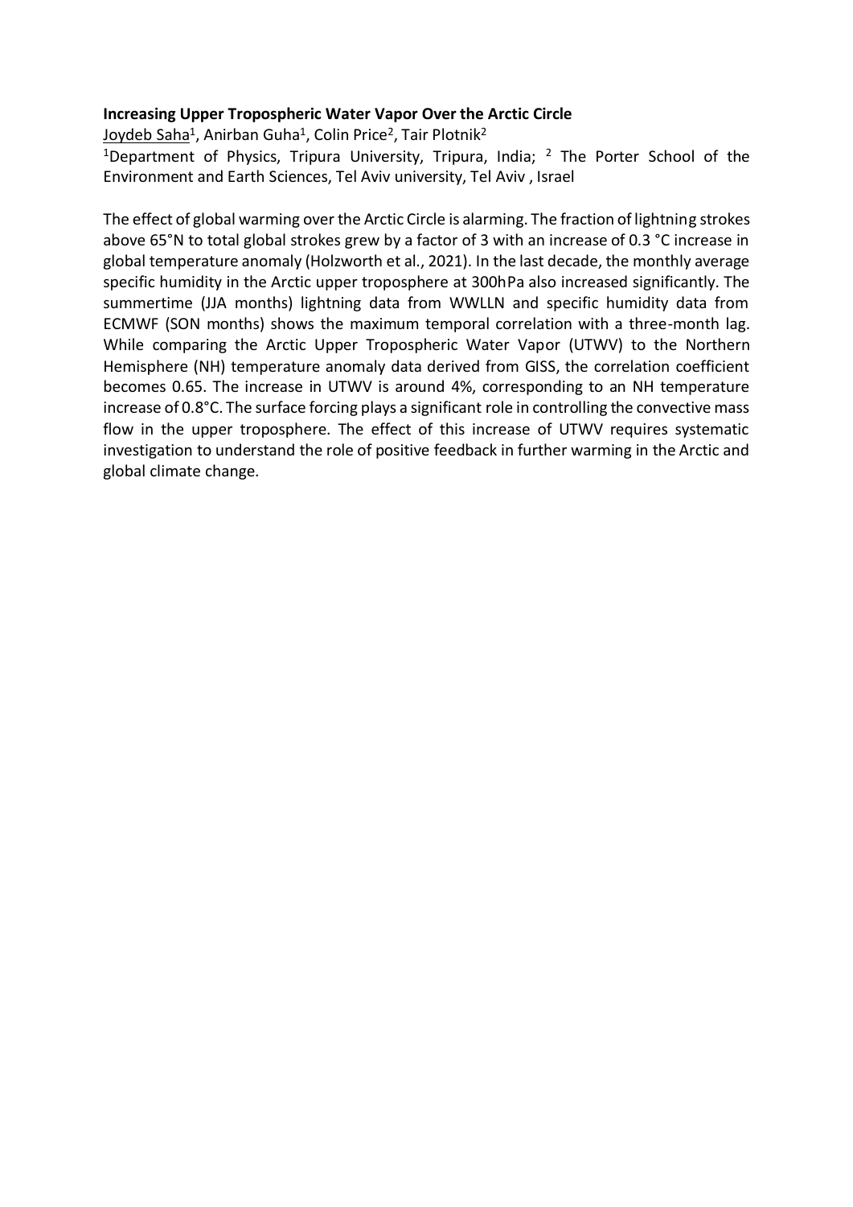**Increasing Upper Tropospheric Water Vapor Over the Arctic Circle**

Joydeb Saha[1], Anirban Guha[1], Colin Price[2], Tair Plotnik[2]

[1]Department of Physics, Tripura University, Tripura, India; [2] The Porter School of the Environment and Earth Sciences, Tel Aviv university, Tel Aviv , Israel

The effect of global warming over the Arctic Circle is alarming. The fraction of lightning strokes above 65°N to total global strokes grew by a factor of 3 with an increase of 0.3 °C increase in global temperature anomaly (Holzworth et al., 2021). In the last decade, the monthly average specific humidity in the Arctic upper troposphere at 300hPa also increased significantly. The summertime (JJA months) lightning data from WWLLN and specific humidity data from ECMWF (SON months) shows the maximum temporal correlation with a three-month lag. While comparing the Arctic Upper Tropospheric Water Vapor (UTWV) to the Northern Hemisphere (NH) temperature anomaly data derived from GISS, the correlation coefficient becomes 0.65. The increase in UTWV is around 4%, corresponding to an NH temperature increase of 0.8°C. The surface forcing plays a significant role in controlling the convective mass flow in the upper troposphere. The effect of this increase of UTWV requires systematic investigation to understand the role of positive feedback in further warming in the Arctic and global climate change.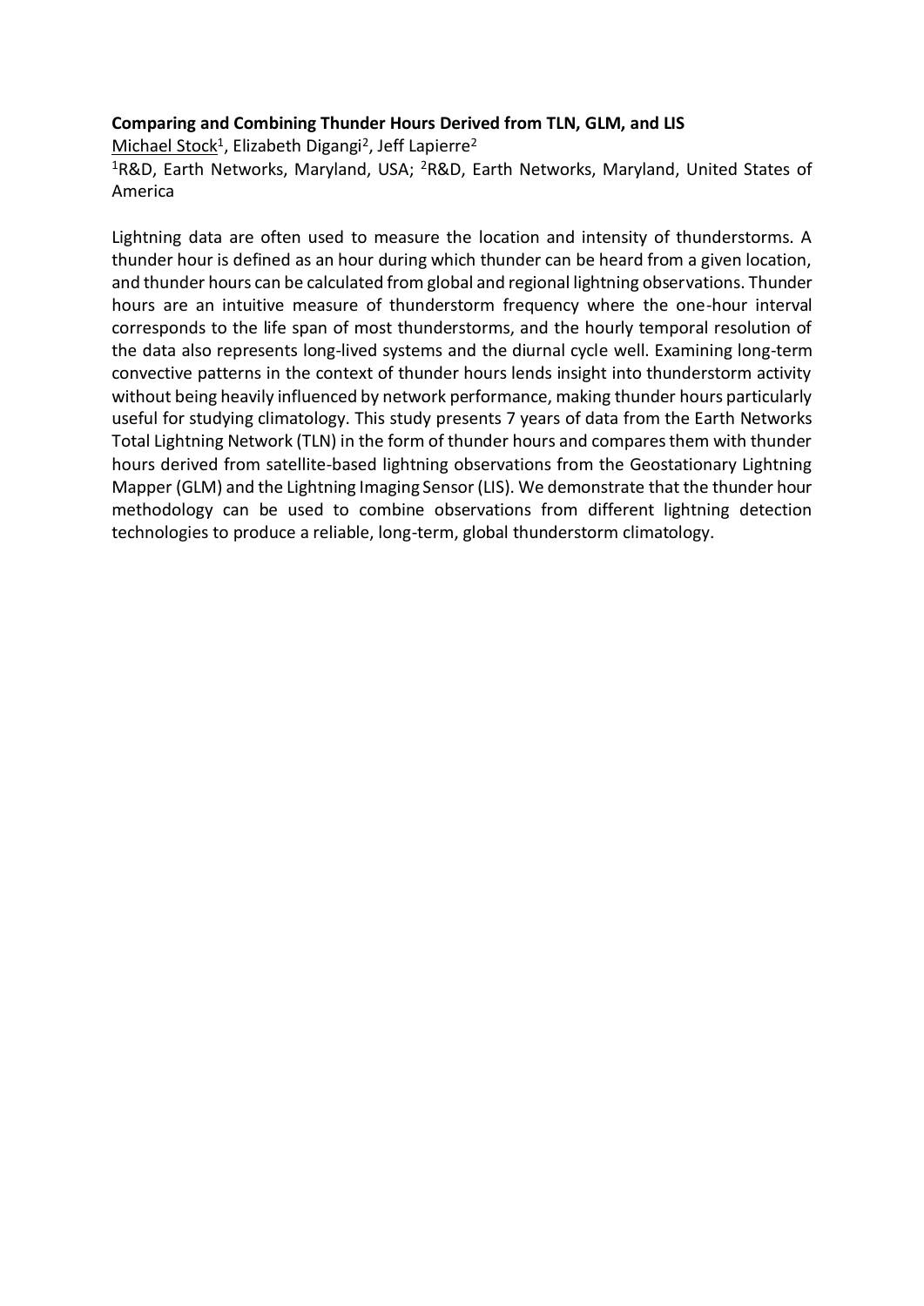**Comparing and Combining Thunder Hours Derived from TLN, GLM, and LIS**

Michael Stock[1], Elizabeth Digangi[2], Jeff Lapierre[2]

[1]R&D, Earth Networks, Maryland, USA; [2]R&D, Earth Networks, Maryland, United States of America

Lightning data are often used to measure the location and intensity of thunderstorms. A thunder hour is defined as an hour during which thunder can be heard from a given location, and thunder hours can be calculated from global and regional lightning observations. Thunder hours are an intuitive measure of thunderstorm frequency where the one-hour interval corresponds to the life span of most thunderstorms, and the hourly temporal resolution of the data also represents long-lived systems and the diurnal cycle well. Examining long-term convective patterns in the context of thunder hours lends insight into thunderstorm activity without being heavily influenced by network performance, making thunder hours particularly useful for studying climatology. This study presents 7 years of data from the Earth Networks Total Lightning Network (TLN) in the form of thunder hours and compares them with thunder hours derived from satellite-based lightning observations from the Geostationary Lightning Mapper (GLM) and the Lightning Imaging Sensor (LIS). We demonstrate that the thunder hour methodology can be used to combine observations from different lightning detection technologies to produce a reliable, long-term, global thunderstorm climatology.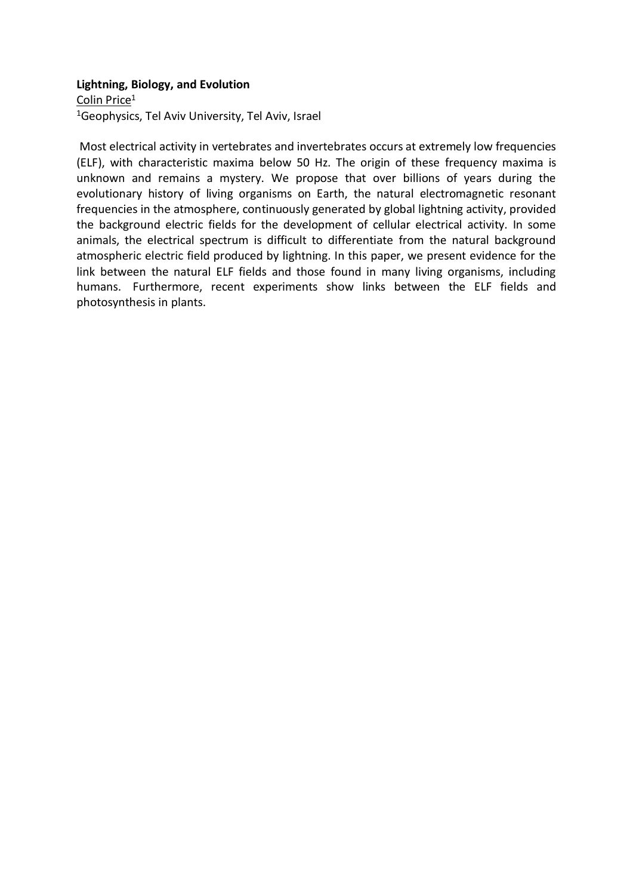**Lightning, Biology, and Evolution**

Colin Price[1]

[1]Geophysics, Tel Aviv University, Tel Aviv, Israel

Most electrical activity in vertebrates and invertebrates occurs at extremely low frequencies (ELF), with characteristic maxima below 50 Hz. The origin of these frequency maxima is unknown and remains a mystery. We propose that over billions of years during the evolutionary history of living organisms on Earth, the natural electromagnetic resonant frequencies in the atmosphere, continuously generated by global lightning activity, provided the background electric fields for the development of cellular electrical activity. In some animals, the electrical spectrum is difficult to differentiate from the natural background atmospheric electric field produced by lightning. In this paper, we present evidence for the link between the natural ELF fields and those found in many living organisms, including humans. Furthermore, recent experiments show links between the ELF fields and photosynthesis in plants.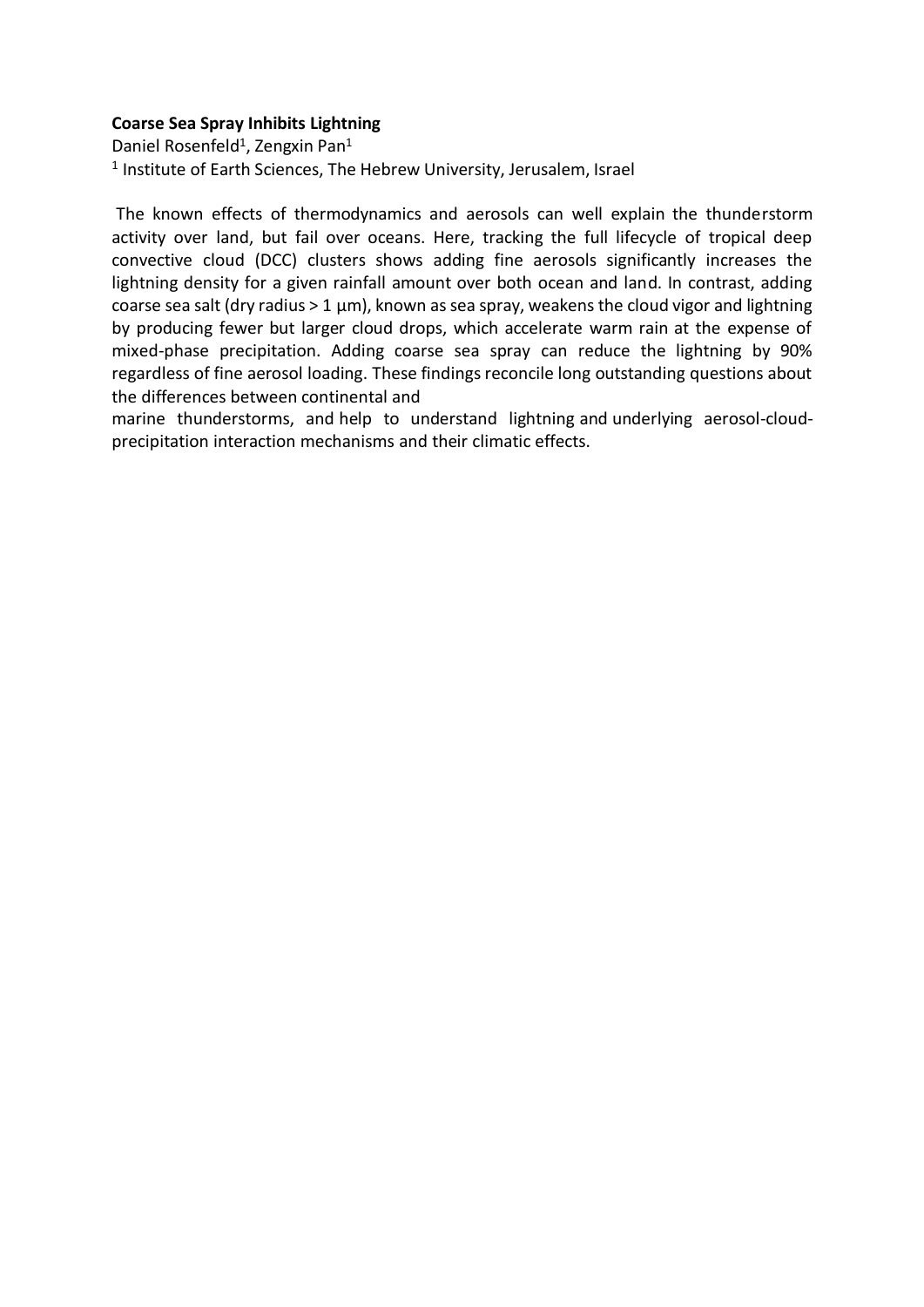**Coarse Sea Spray Inhibits Lightning**

Daniel Rosenfeld[1], Zengxin Pan[1]

[1] Institute of Earth Sciences, The Hebrew University, Jerusalem, Israel

The known effects of thermodynamics and aerosols can well explain the thunderstorm activity over land, but fail over oceans. Here, tracking the full lifecycle of tropical deep convective cloud (DCC) clusters shows adding fine aerosols significantly increases the lightning density for a given rainfall amount over both ocean and land. In contrast, adding coarse sea salt (dry radius > 1 µm), known as sea spray, weakens the cloud vigor and lightning by producing fewer but larger cloud drops, which accelerate warm rain at the expense of mixed-phase precipitation. Adding coarse sea spray can reduce the lightning by 90% regardless of fine aerosol loading. These findings reconcile long outstanding questions about the differences between continental and marine thunderstorms, and help to understand lightning and underlying aerosol-cloud-precipitation interaction mechanisms and their climatic effects.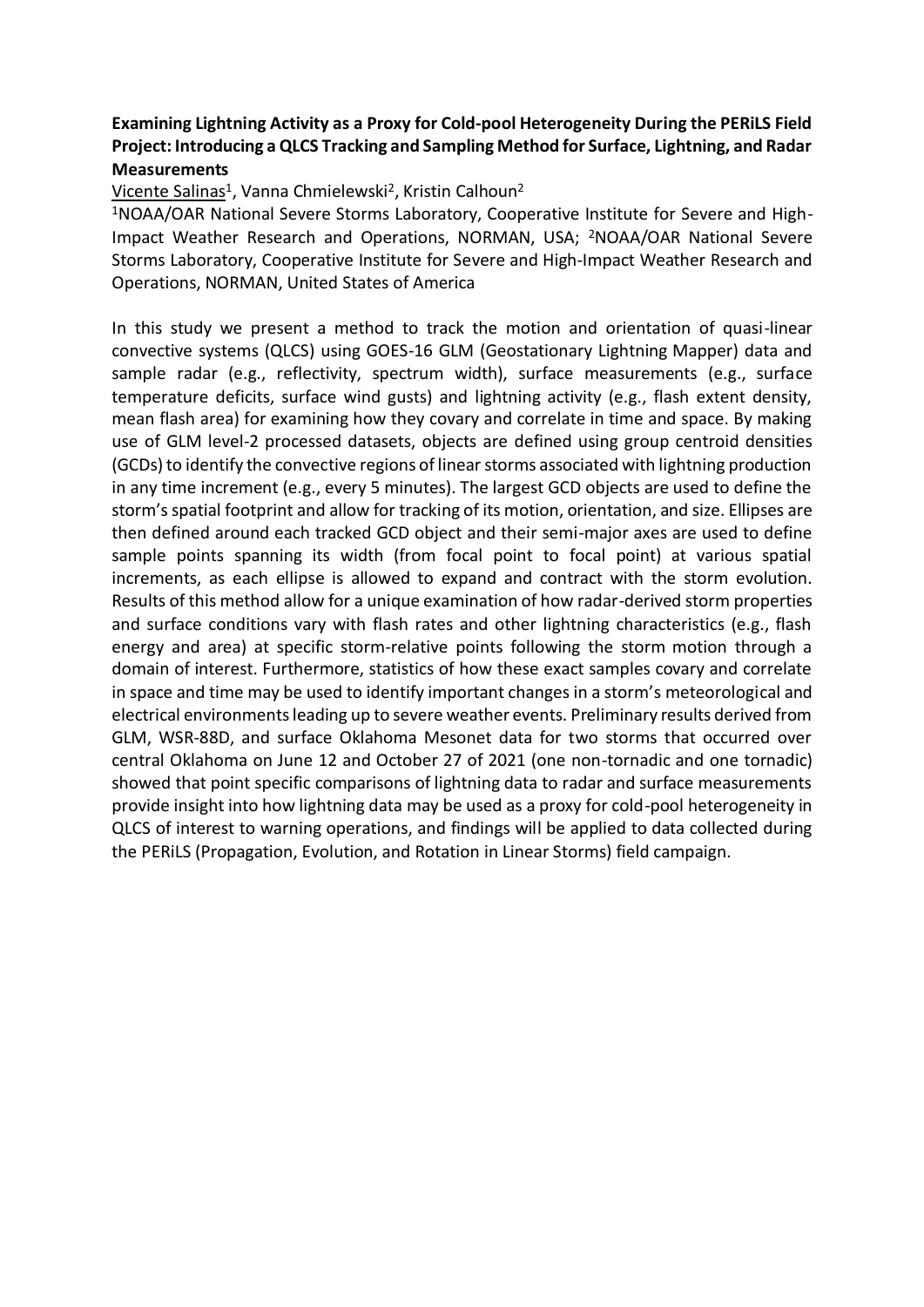**Examining Lightning Activity as a Proxy for Cold-pool Heterogeneity During the PERiLS Field Project: Introducing a QLCS Tracking and Sampling Method for Surface, Lightning, and Radar Measurements**

Vicente Salinas[1], Vanna Chmielewski[2], Kristin Calhoun[2]

[1]NOAA/OAR National Severe Storms Laboratory, Cooperative Institute for Severe and High-Impact Weather Research and Operations, NORMAN, USA; [2]NOAA/OAR National Severe Storms Laboratory, Cooperative Institute for Severe and High-Impact Weather Research and Operations, NORMAN, United States of America

In this study we present a method to track the motion and orientation of quasi-linear convective systems (QLCS) using GOES-16 GLM (Geostationary Lightning Mapper) data and sample radar (e.g., reflectivity, spectrum width), surface measurements (e.g., surface temperature deficits, surface wind gusts) and lightning activity (e.g., flash extent density, mean flash area) for examining how they covary and correlate in time and space. By making use of GLM level-2 processed datasets, objects are defined using group centroid densities (GCDs) to identify the convective regions of linear storms associated with lightning production in any time increment (e.g., every 5 minutes). The largest GCD objects are used to define the storm's spatial footprint and allow for tracking of its motion, orientation, and size. Ellipses are then defined around each tracked GCD object and their semi-major axes are used to define sample points spanning its width (from focal point to focal point) at various spatial increments, as each ellipse is allowed to expand and contract with the storm evolution. Results of this method allow for a unique examination of how radar-derived storm properties and surface conditions vary with flash rates and other lightning characteristics (e.g., flash energy and area) at specific storm-relative points following the storm motion through a domain of interest. Furthermore, statistics of how these exact samples covary and correlate in space and time may be used to identify important changes in a storm's meteorological and electrical environments leading up to severe weather events. Preliminary results derived from GLM, WSR-88D, and surface Oklahoma Mesonet data for two storms that occurred over central Oklahoma on June 12 and October 27 of 2021 (one non-tornadic and one tornadic) showed that point specific comparisons of lightning data to radar and surface measurements provide insight into how lightning data may be used as a proxy for cold-pool heterogeneity in QLCS of interest to warning operations, and findings will be applied to data collected during the PERiLS (Propagation, Evolution, and Rotation in Linear Storms) field campaign.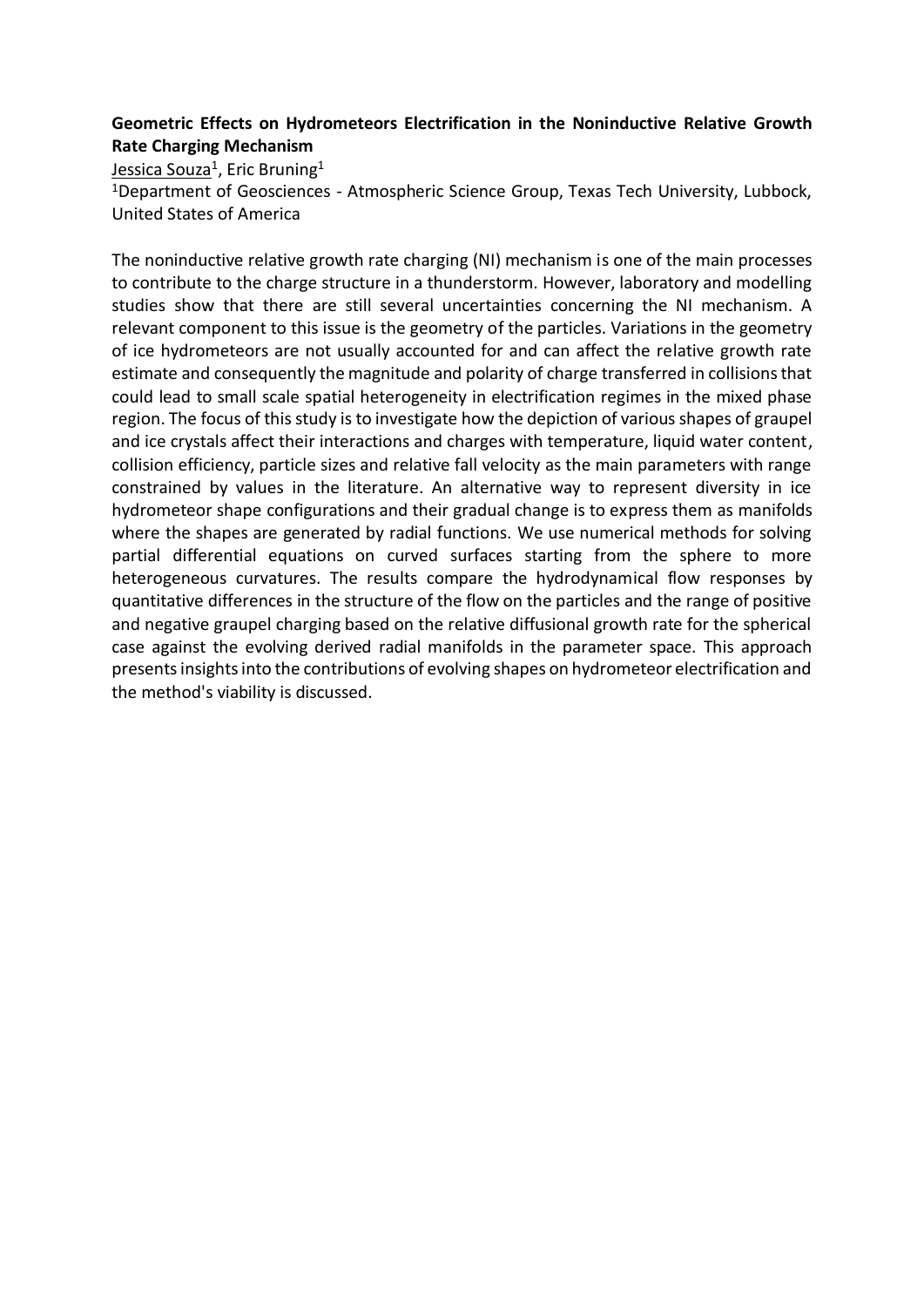**Geometric Effects on Hydrometeors Electrification in the Noninductive Relative Growth Rate Charging Mechanism**

Jessica Souza[1], Eric Bruning[1]

[1]Department of Geosciences - Atmospheric Science Group, Texas Tech University, Lubbock, United States of America

The noninductive relative growth rate charging (NI) mechanism is one of the main processes to contribute to the charge structure in a thunderstorm. However, laboratory and modelling studies show that there are still several uncertainties concerning the NI mechanism. A relevant component to this issue is the geometry of the particles. Variations in the geometry of ice hydrometeors are not usually accounted for and can affect the relative growth rate estimate and consequently the magnitude and polarity of charge transferred in collisions that could lead to small scale spatial heterogeneity in electrification regimes in the mixed phase region. The focus of this study is to investigate how the depiction of various shapes of graupel and ice crystals affect their interactions and charges with temperature, liquid water content, collision efficiency, particle sizes and relative fall velocity as the main parameters with range constrained by values in the literature. An alternative way to represent diversity in ice hydrometeor shape configurations and their gradual change is to express them as manifolds where the shapes are generated by radial functions. We use numerical methods for solving partial differential equations on curved surfaces starting from the sphere to more heterogeneous curvatures. The results compare the hydrodynamical flow responses by quantitative differences in the structure of the flow on the particles and the range of positive and negative graupel charging based on the relative diffusional growth rate for the spherical case against the evolving derived radial manifolds in the parameter space. This approach presents insights into the contributions of evolving shapes on hydrometeor electrification and the method's viability is discussed.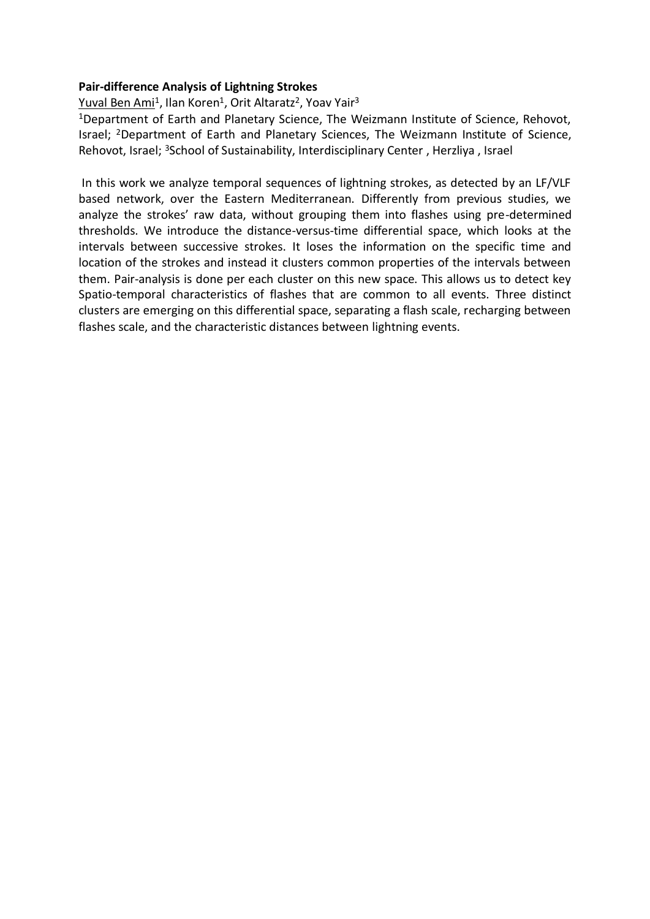**Pair-difference Analysis of Lightning Strokes**

Yuval Ben Ami[1], Ilan Koren[1], Orit Altaratz[2], Yoav Yair[3]

[1]Department of Earth and Planetary Science, The Weizmann Institute of Science, Rehovot, Israel; [2]Department of Earth and Planetary Sciences, The Weizmann Institute of Science, Rehovot, Israel; [3]School of Sustainability, Interdisciplinary Center , Herzliya , Israel

In this work we analyze temporal sequences of lightning strokes, as detected by an LF/VLF based network, over the Eastern Mediterranean. Differently from previous studies, we analyze the strokes' raw data, without grouping them into flashes using pre-determined thresholds. We introduce the distance-versus-time differential space, which looks at the intervals between successive strokes. It loses the information on the specific time and location of the strokes and instead it clusters common properties of the intervals between them. Pair-analysis is done per each cluster on this new space. This allows us to detect key Spatio-temporal characteristics of flashes that are common to all events. Three distinct clusters are emerging on this differential space, separating a flash scale, recharging between flashes scale, and the characteristic distances between lightning events.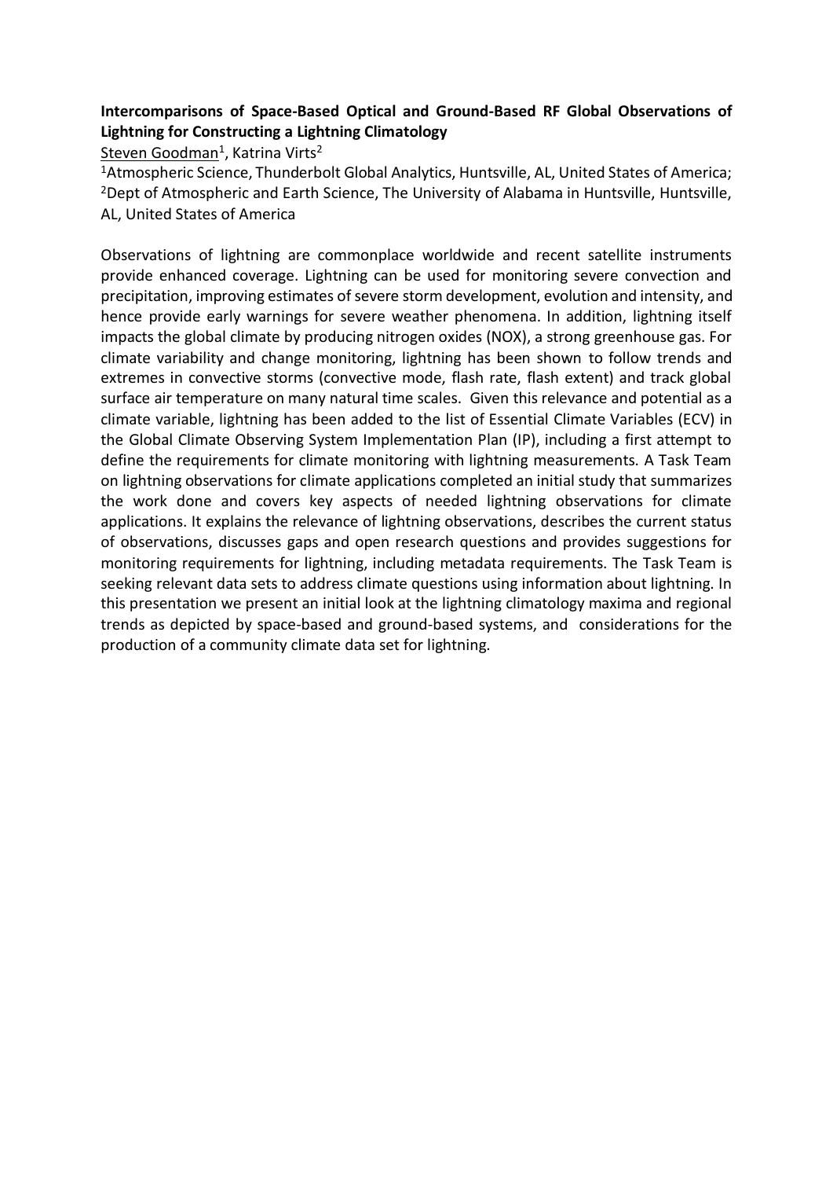**Intercomparisons of Space-Based Optical and Ground-Based RF Global Observations of Lightning for Constructing a Lightning Climatology**

Steven Goodman[1], Katrina Virts[2]

[1]Atmospheric Science, Thunderbolt Global Analytics, Huntsville, AL, United States of America; [2]Dept of Atmospheric and Earth Science, The University of Alabama in Huntsville, Huntsville, AL, United States of America

Observations of lightning are commonplace worldwide and recent satellite instruments provide enhanced coverage. Lightning can be used for monitoring severe convection and precipitation, improving estimates of severe storm development, evolution and intensity, and hence provide early warnings for severe weather phenomena. In addition, lightning itself impacts the global climate by producing nitrogen oxides (NOX), a strong greenhouse gas. For climate variability and change monitoring, lightning has been shown to follow trends and extremes in convective storms (convective mode, flash rate, flash extent) and track global surface air temperature on many natural time scales. Given this relevance and potential as a climate variable, lightning has been added to the list of Essential Climate Variables (ECV) in the Global Climate Observing System Implementation Plan (IP), including a first attempt to define the requirements for climate monitoring with lightning measurements. A Task Team on lightning observations for climate applications completed an initial study that summarizes the work done and covers key aspects of needed lightning observations for climate applications. It explains the relevance of lightning observations, describes the current status of observations, discusses gaps and open research questions and provides suggestions for monitoring requirements for lightning, including metadata requirements. The Task Team is seeking relevant data sets to address climate questions using information about lightning. In this presentation we present an initial look at the lightning climatology maxima and regional trends as depicted by space-based and ground-based systems, and considerations for the production of a community climate data set for lightning.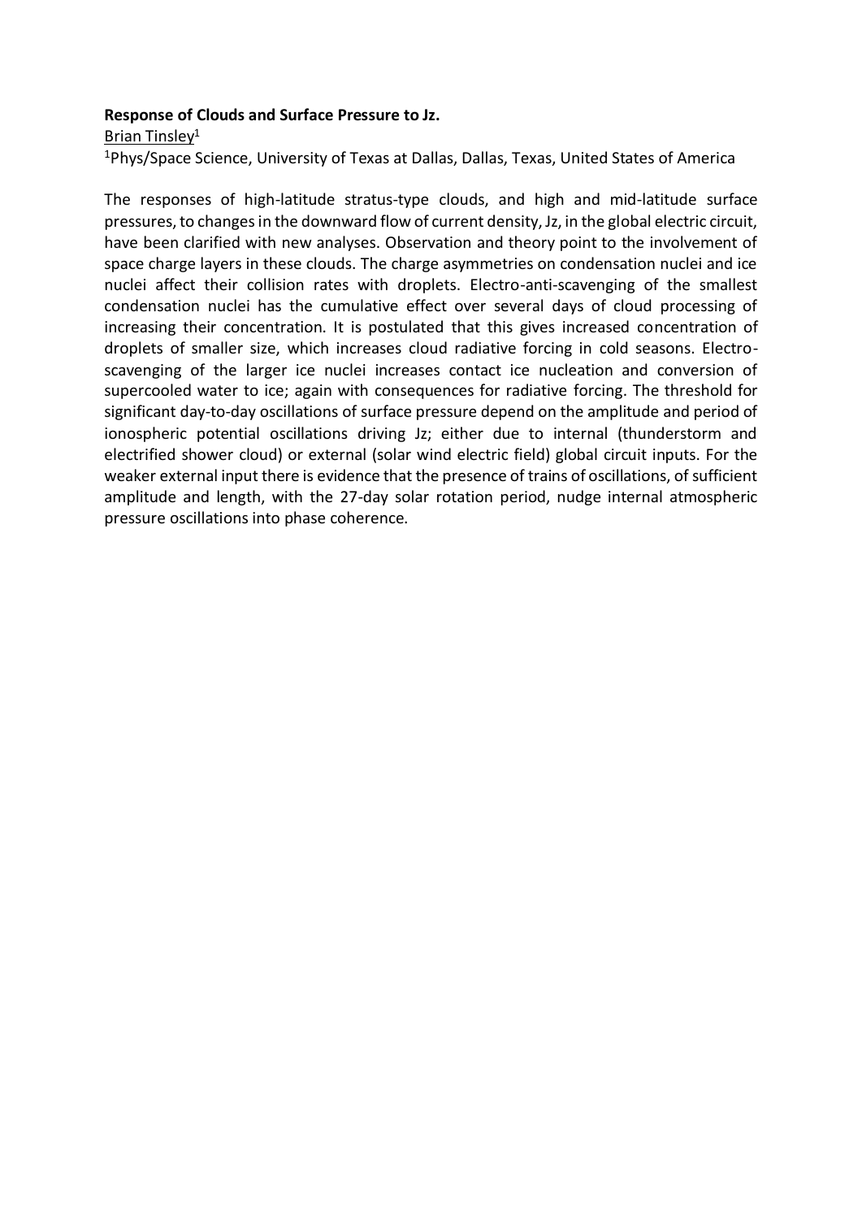**Response of Clouds and Surface Pressure to Jz.**

Brian Tinsley[1]

[1]Phys/Space Science, University of Texas at Dallas, Dallas, Texas, United States of America

The responses of high-latitude stratus-type clouds, and high and mid-latitude surface pressures, to changes in the downward flow of current density, Jz, in the global electric circuit, have been clarified with new analyses. Observation and theory point to the involvement of space charge layers in these clouds. The charge asymmetries on condensation nuclei and ice nuclei affect their collision rates with droplets. Electro-anti-scavenging of the smallest condensation nuclei has the cumulative effect over several days of cloud processing of increasing their concentration. It is postulated that this gives increased concentration of droplets of smaller size, which increases cloud radiative forcing in cold seasons. Electro-scavenging of the larger ice nuclei increases contact ice nucleation and conversion of supercooled water to ice; again with consequences for radiative forcing. The threshold for significant day-to-day oscillations of surface pressure depend on the amplitude and period of ionospheric potential oscillations driving Jz; either due to internal (thunderstorm and electrified shower cloud) or external (solar wind electric field) global circuit inputs. For the weaker external input there is evidence that the presence of trains of oscillations, of sufficient amplitude and length, with the 27-day solar rotation period, nudge internal atmospheric pressure oscillations into phase coherence.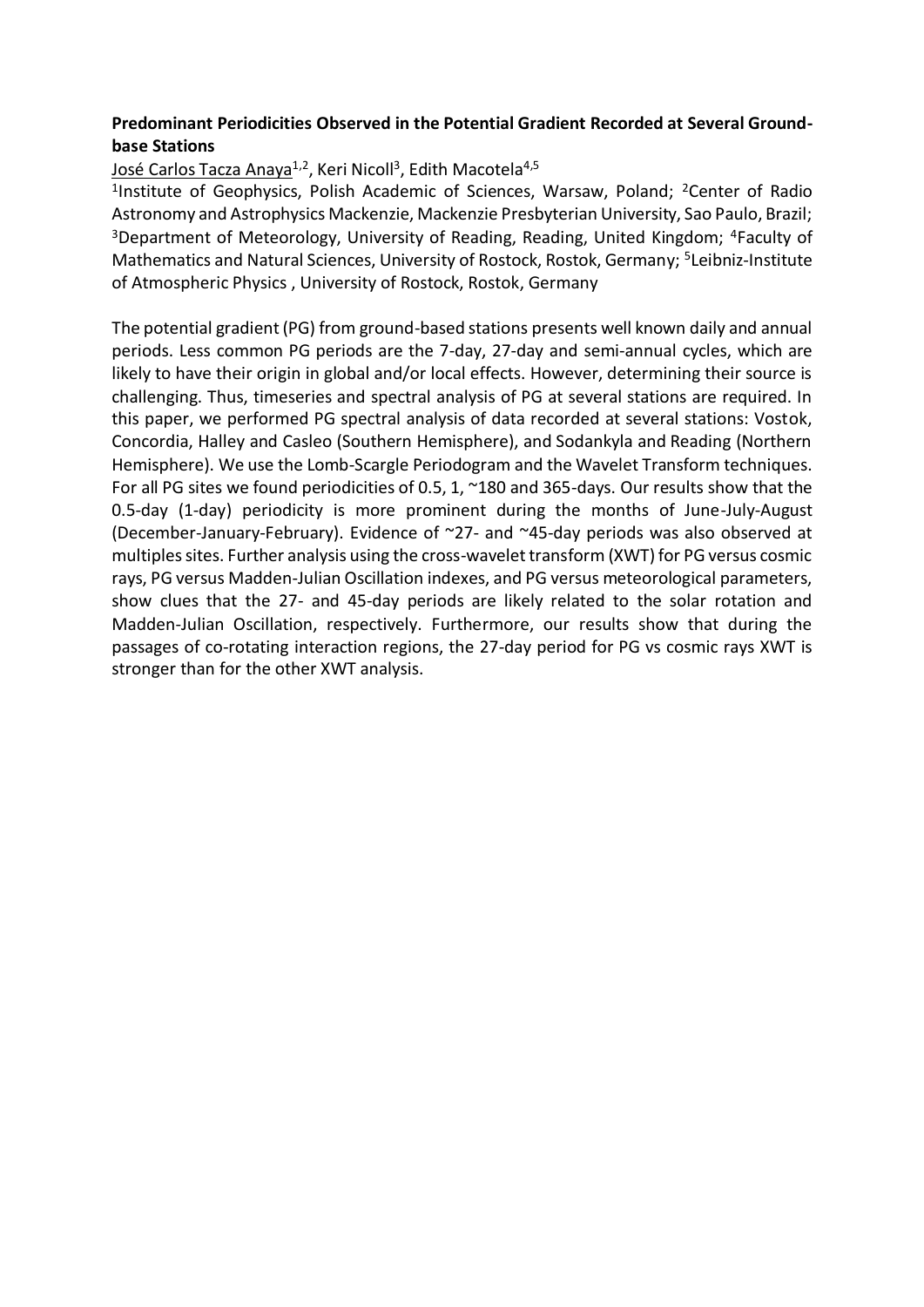**Predominant Periodicities Observed in the Potential Gradient Recorded at Several Ground-base Stations**

José Carlos Tacza Anaya[1,2], Keri Nicoll[3], Edith Macotela[4,5]

[1]Institute of Geophysics, Polish Academic of Sciences, Warsaw, Poland; [2]Center of Radio Astronomy and Astrophysics Mackenzie, Mackenzie Presbyterian University, Sao Paulo, Brazil; [3]Department of Meteorology, University of Reading, Reading, United Kingdom; [4]Faculty of Mathematics and Natural Sciences, University of Rostock, Rostok, Germany; [5]Leibniz-Institute of Atmospheric Physics , University of Rostock, Rostok, Germany

The potential gradient (PG) from ground-based stations presents well known daily and annual periods. Less common PG periods are the 7-day, 27-day and semi-annual cycles, which are likely to have their origin in global and/or local effects. However, determining their source is challenging. Thus, timeseries and spectral analysis of PG at several stations are required. In this paper, we performed PG spectral analysis of data recorded at several stations: Vostok, Concordia, Halley and Casleo (Southern Hemisphere), and Sodankyla and Reading (Northern Hemisphere). We use the Lomb-Scargle Periodogram and the Wavelet Transform techniques. For all PG sites we found periodicities of 0.5, 1, ~180 and 365-days. Our results show that the 0.5-day (1-day) periodicity is more prominent during the months of June-July-August (December-January-February). Evidence of ~27- and ~45-day periods was also observed at multiples sites. Further analysis using the cross-wavelet transform (XWT) for PG versus cosmic rays, PG versus Madden-Julian Oscillation indexes, and PG versus meteorological parameters, show clues that the 27- and 45-day periods are likely related to the solar rotation and Madden-Julian Oscillation, respectively. Furthermore, our results show that during the passages of co-rotating interaction regions, the 27-day period for PG vs cosmic rays XWT is stronger than for the other XWT analysis.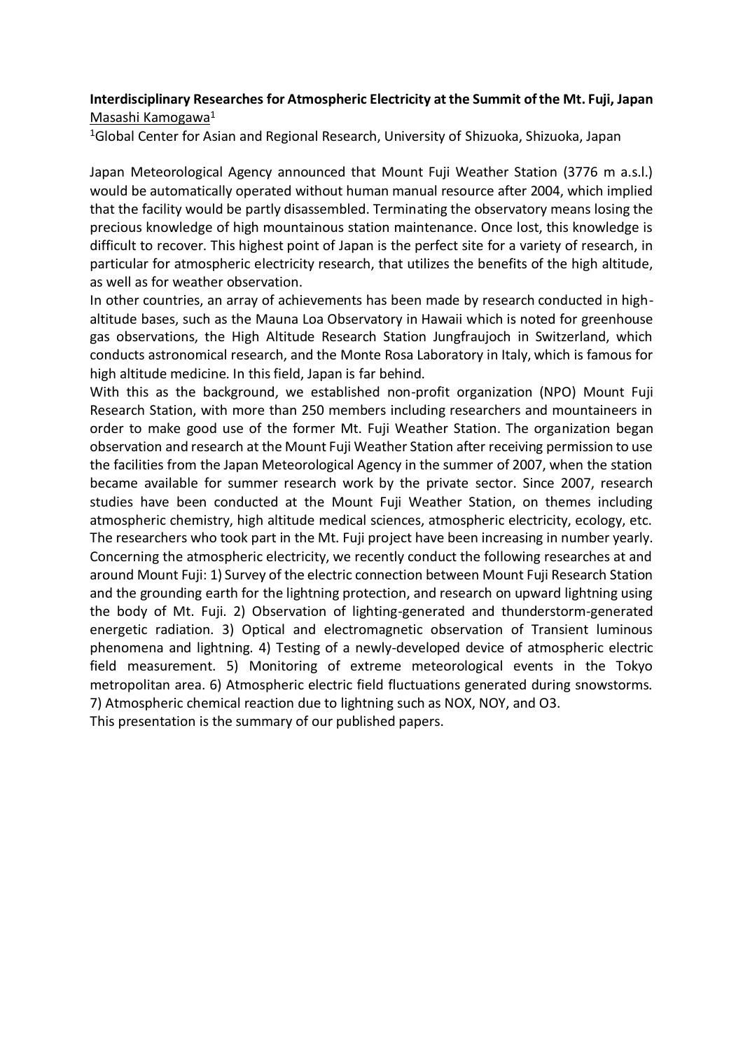**Interdisciplinary Researches for Atmospheric Electricity at the Summit of the Mt. Fuji, Japan**

Masashi Kamogawa[1]

[1]Global Center for Asian and Regional Research, University of Shizuoka, Shizuoka, Japan

Japan Meteorological Agency announced that Mount Fuji Weather Station (3776 m a.s.l.) would be automatically operated without human manual resource after 2004, which implied that the facility would be partly disassembled. Terminating the observatory means losing the precious knowledge of high mountainous station maintenance. Once lost, this knowledge is difficult to recover. This highest point of Japan is the perfect site for a variety of research, in particular for atmospheric electricity research, that utilizes the benefits of the high altitude, as well as for weather observation.

In other countries, an array of achievements has been made by research conducted in high-altitude bases, such as the Mauna Loa Observatory in Hawaii which is noted for greenhouse gas observations, the High Altitude Research Station Jungfraujoch in Switzerland, which conducts astronomical research, and the Monte Rosa Laboratory in Italy, which is famous for high altitude medicine. In this field, Japan is far behind.

With this as the background, we established non-profit organization (NPO) Mount Fuji Research Station, with more than 250 members including researchers and mountaineers in order to make good use of the former Mt. Fuji Weather Station. The organization began observation and research at the Mount Fuji Weather Station after receiving permission to use the facilities from the Japan Meteorological Agency in the summer of 2007, when the station became available for summer research work by the private sector. Since 2007, research studies have been conducted at the Mount Fuji Weather Station, on themes including atmospheric chemistry, high altitude medical sciences, atmospheric electricity, ecology, etc. The researchers who took part in the Mt. Fuji project have been increasing in number yearly.

Concerning the atmospheric electricity, we recently conduct the following researches at and around Mount Fuji: 1) Survey of the electric connection between Mount Fuji Research Station and the grounding earth for the lightning protection, and research on upward lightning using the body of Mt. Fuji. 2) Observation of lighting-generated and thunderstorm-generated energetic radiation. 3) Optical and electromagnetic observation of Transient luminous phenomena and lightning. 4) Testing of a newly-developed device of atmospheric electric field measurement. 5) Monitoring of extreme meteorological events in the Tokyo metropolitan area. 6) Atmospheric electric field fluctuations generated during snowstorms. 7) Atmospheric chemical reaction due to lightning such as NOX, NOY, and O3.

This presentation is the summary of our published papers.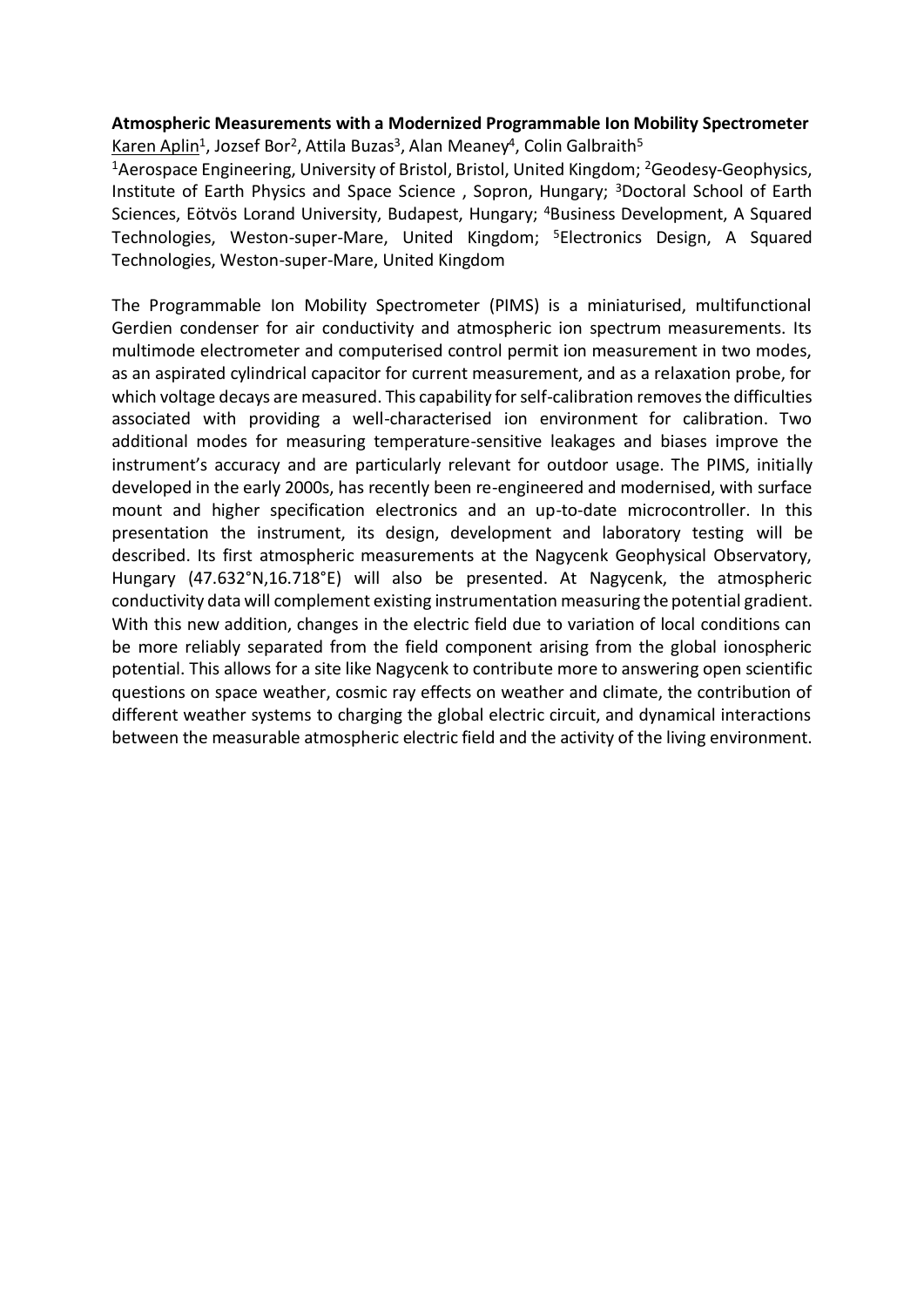**Atmospheric Measurements with a Modernized Programmable Ion Mobility Spectrometer**

Karen Aplin[1], Jozsef Bor[2], Attila Buzas[3], Alan Meaney[4], Colin Galbraith[5]

[1]Aerospace Engineering, University of Bristol, Bristol, United Kingdom; [2]Geodesy-Geophysics, Institute of Earth Physics and Space Science , Sopron, Hungary; [3]Doctoral School of Earth Sciences, Eötvös Lorand University, Budapest, Hungary; [4]Business Development, A Squared Technologies, Weston-super-Mare, United Kingdom; [5]Electronics Design, A Squared Technologies, Weston-super-Mare, United Kingdom

The Programmable Ion Mobility Spectrometer (PIMS) is a miniaturised, multifunctional Gerdien condenser for air conductivity and atmospheric ion spectrum measurements. Its multimode electrometer and computerised control permit ion measurement in two modes, as an aspirated cylindrical capacitor for current measurement, and as a relaxation probe, for which voltage decays are measured. This capability for self-calibration removes the difficulties associated with providing a well-characterised ion environment for calibration. Two additional modes for measuring temperature-sensitive leakages and biases improve the instrument's accuracy and are particularly relevant for outdoor usage. The PIMS, initially developed in the early 2000s, has recently been re-engineered and modernised, with surface mount and higher specification electronics and an up-to-date microcontroller. In this presentation the instrument, its design, development and laboratory testing will be described. Its first atmospheric measurements at the Nagycenk Geophysical Observatory, Hungary (47.632°N,16.718°E) will also be presented. At Nagycenk, the atmospheric conductivity data will complement existing instrumentation measuring the potential gradient. With this new addition, changes in the electric field due to variation of local conditions can be more reliably separated from the field component arising from the global ionospheric potential. This allows for a site like Nagycenk to contribute more to answering open scientific questions on space weather, cosmic ray effects on weather and climate, the contribution of different weather systems to charging the global electric circuit, and dynamical interactions between the measurable atmospheric electric field and the activity of the living environment.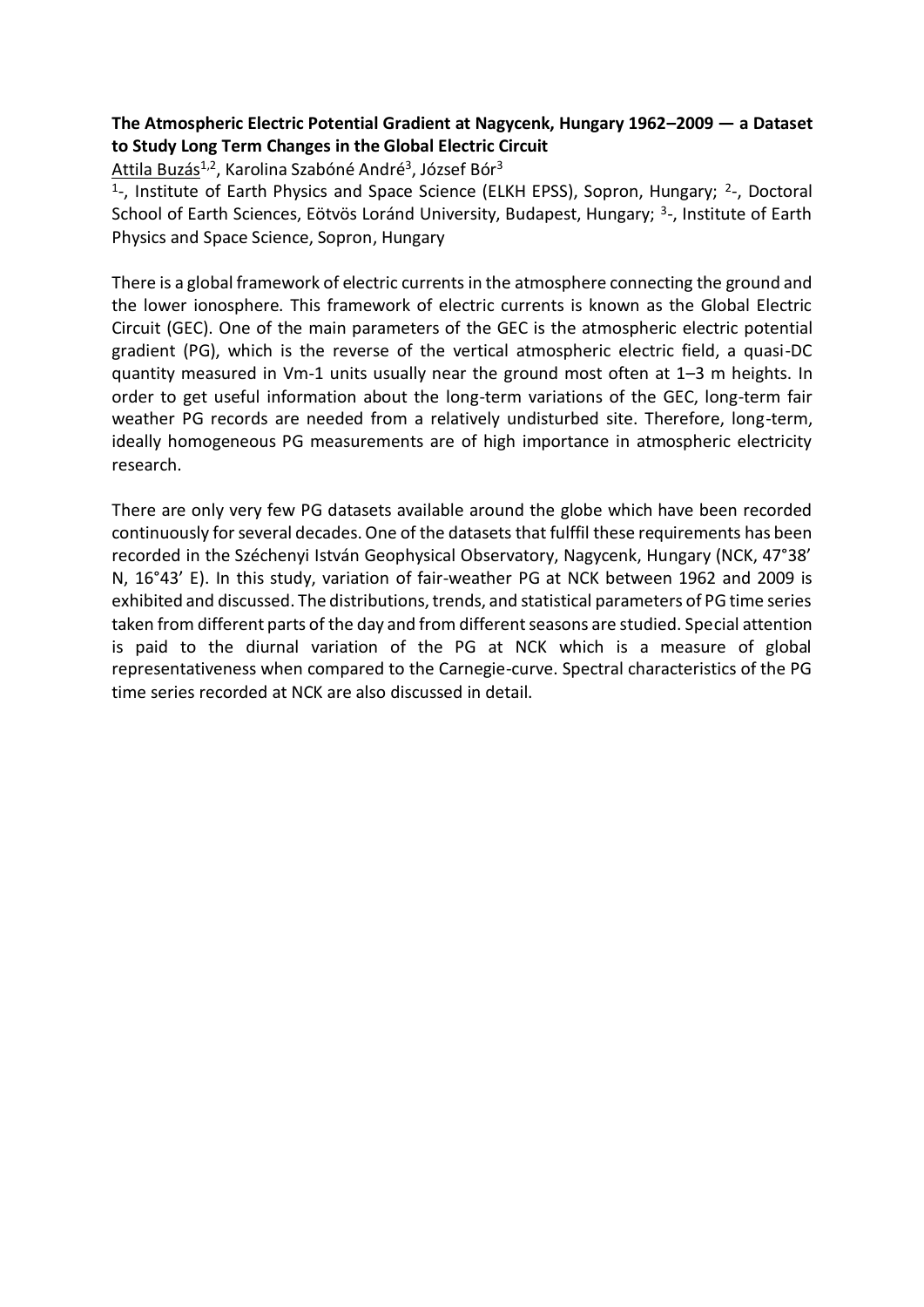**The Atmospheric Electric Potential Gradient at Nagycenk, Hungary 1962–2009 — a Dataset to Study Long Term Changes in the Global Electric Circuit**

Attila Buzás[1,2], Karolina Szabóné André[3], József Bór[3]

[1]-, Institute of Earth Physics and Space Science (ELKH EPSS), Sopron, Hungary; [2]-, Doctoral School of Earth Sciences, Eötvös Loránd University, Budapest, Hungary; [3]-, Institute of Earth Physics and Space Science, Sopron, Hungary

There is a global framework of electric currents in the atmosphere connecting the ground and the lower ionosphere. This framework of electric currents is known as the Global Electric Circuit (GEC). One of the main parameters of the GEC is the atmospheric electric potential gradient (PG), which is the reverse of the vertical atmospheric electric field, a quasi-DC quantity measured in Vm-1 units usually near the ground most often at 1–3 m heights. In order to get useful information about the long-term variations of the GEC, long-term fair weather PG records are needed from a relatively undisturbed site. Therefore, long-term, ideally homogeneous PG measurements are of high importance in atmospheric electricity research.

There are only very few PG datasets available around the globe which have been recorded continuously for several decades. One of the datasets that fulfil these requirements has been recorded in the Széchenyi István Geophysical Observatory, Nagycenk, Hungary (NCK, 47°38' N, 16°43' E). In this study, variation of fair-weather PG at NCK between 1962 and 2009 is exhibited and discussed. The distributions, trends, and statistical parameters of PG time series taken from different parts of the day and from different seasons are studied. Special attention is paid to the diurnal variation of the PG at NCK which is a measure of global representativeness when compared to the Carnegie-curve. Spectral characteristics of the PG time series recorded at NCK are also discussed in detail.